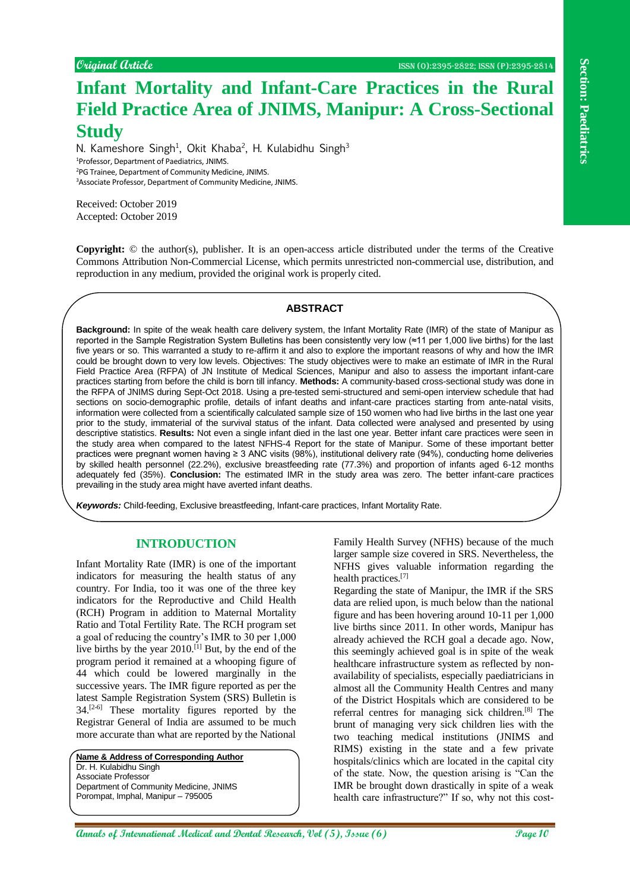*Original Article*

# Infant Mortality and Infant-Care Practices in the Rural Field Practice Area of JNIMS, Manipur: A Cross-Sectional Study

N. Kameshore Singh[1], Okit Khaba[2], H. Kulabidhu Singh[3]

[1]Professor, Department of Paediatrics, JNIMS.
[2]PG Trainee, Department of Community Medicine, JNIMS.
[3]Associate Professor, Department of Community Medicine, JNIMS.

Received: October 2019
Accepted: October 2019

**Copyright:** © the author(s), publisher. It is an open-access article distributed under the terms of the Creative Commons Attribution Non-Commercial License, which permits unrestricted non-commercial use, distribution, and reproduction in any medium, provided the original work is properly cited.

## ABSTRACT

**Background:** In spite of the weak health care delivery system, the Infant Mortality Rate (IMR) of the state of Manipur as reported in the Sample Registration System Bulletins has been consistently very low (≈11 per 1,000 live births) for the last five years or so. This warranted a study to re-affirm it and also to explore the important reasons of why and how the IMR could be brought down to very low levels. Objectives: The study objectives were to make an estimate of IMR in the Rural Field Practice Area (RFPA) of JN Institute of Medical Sciences, Manipur and also to assess the important infant-care practices starting from before the child is born till infancy. **Methods:** A community-based cross-sectional study was done in the RFPA of JNIMS during Sept-Oct 2018. Using a pre-tested semi-structured and semi-open interview schedule that had sections on socio-demographic profile, details of infant deaths and infant-care practices starting from ante-natal visits, information were collected from a scientifically calculated sample size of 150 women who had live births in the last one year prior to the study, immaterial of the survival status of the infant. Data collected were analysed and presented by using descriptive statistics. **Results:** Not even a single infant died in the last one year. Better infant care practices were seen in the study area when compared to the latest NFHS-4 Report for the state of Manipur. Some of these important better practices were pregnant women having ≥ 3 ANC visits (98%), institutional delivery rate (94%), conducting home deliveries by skilled health personnel (22.2%), exclusive breastfeeding rate (77.3%) and proportion of infants aged 6-12 months adequately fed (35%). **Conclusion:** The estimated IMR in the study area was zero. The better infant-care practices prevailing in the study area might have averted infant deaths.

***Keywords:*** Child-feeding, Exclusive breastfeeding, Infant-care practices, Infant Mortality Rate.

## INTRODUCTION

Infant Mortality Rate (IMR) is one of the important indicators for measuring the health status of any country. For India, too it was one of the three key indicators for the Reproductive and Child Health (RCH) Program in addition to Maternal Mortality Ratio and Total Fertility Rate. The RCH program set a goal of reducing the country's IMR to 30 per 1,000 live births by the year 2010.[1] But, by the end of the program period it remained at a whooping figure of 44 which could be lowered marginally in the successive years. The IMR figure reported as per the latest Sample Registration System (SRS) Bulletin is 34.[2-6] These mortality figures reported by the Registrar General of India are assumed to be much more accurate than what are reported by the National Family Health Survey (NFHS) because of the much larger sample size covered in SRS. Nevertheless, the NFHS gives valuable information regarding the health practices.[7]

Regarding the state of Manipur, the IMR if the SRS data are relied upon, is much below than the national figure and has been hovering around 10-11 per 1,000 live births since 2011. In other words, Manipur has already achieved the RCH goal a decade ago. Now, this seemingly achieved goal is in spite of the weak healthcare infrastructure system as reflected by non-availability of specialists, especially paediatricians in almost all the Community Health Centres and many of the District Hospitals which are considered to be referral centres for managing sick children.[8] The brunt of managing very sick children lies with the two teaching medical institutions (JNIMS and RIMS) existing in the state and a few private hospitals/clinics which are located in the capital city of the state. Now, the question arising is "Can the IMR be brought down drastically in spite of a weak health care infrastructure?" If so, why not this cost-

**Name & Address of Corresponding Author**
Dr. H. Kulabidhu Singh
Associate Professor
Department of Community Medicine, JNIMS
Porompat, Imphal, Manipur – 795005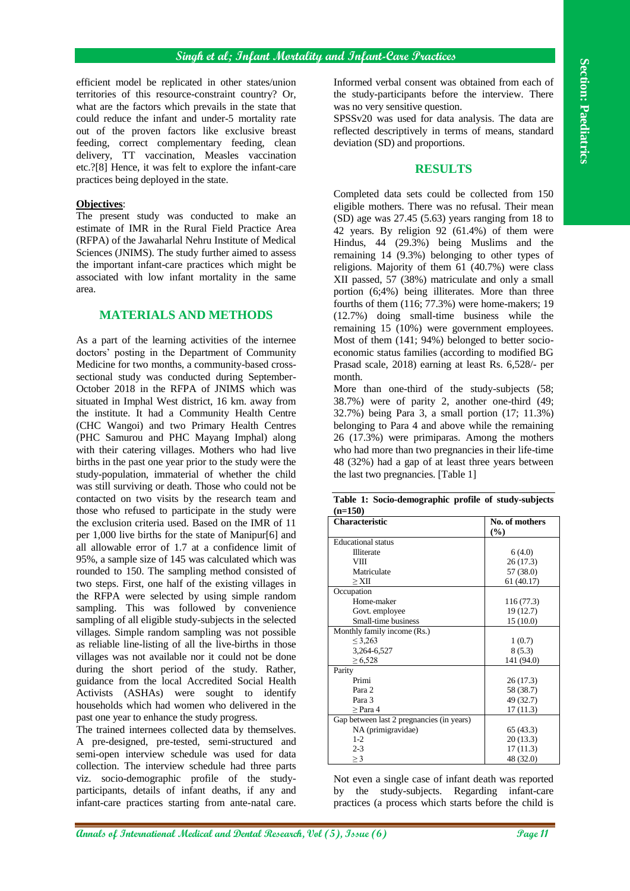efficient model be replicated in other states/union territories of this resource-constraint country? Or, what are the factors which prevails in the state that could reduce the infant and under-5 mortality rate out of the proven factors like exclusive breast feeding, correct complementary feeding, clean delivery, TT vaccination, Measles vaccination etc.?[8] Hence, it was felt to explore the infant-care practices being deployed in the state.

**Objectives**:

The present study was conducted to make an estimate of IMR in the Rural Field Practice Area (RFPA) of the Jawaharlal Nehru Institute of Medical Sciences (JNIMS). The study further aimed to assess the important infant-care practices which might be associated with low infant mortality in the same area.

## MATERIALS AND METHODS

As a part of the learning activities of the internee doctors' posting in the Department of Community Medicine for two months, a community-based cross-sectional study was conducted during September-October 2018 in the RFPA of JNIMS which was situated in Imphal West district, 16 km. away from the institute. It had a Community Health Centre (CHC Wangoi) and two Primary Health Centres (PHC Samurou and PHC Mayang Imphal) along with their catering villages. Mothers who had live births in the past one year prior to the study were the study-population, immaterial of whether the child was still surviving or death. Those who could not be contacted on two visits by the research team and those who refused to participate in the study were the exclusion criteria used. Based on the IMR of 11 per 1,000 live births for the state of Manipur[6] and all allowable error of 1.7 at a confidence limit of 95%, a sample size of 145 was calculated which was rounded to 150. The sampling method consisted of two steps. First, one half of the existing villages in the RFPA were selected by using simple random sampling. This was followed by convenience sampling of all eligible study-subjects in the selected villages. Simple random sampling was not possible as reliable line-listing of all the live-births in those villages was not available nor it could not be done during the short period of the study. Rather, guidance from the local Accredited Social Health Activists (ASHAs) were sought to identify households which had women who delivered in the past one year to enhance the study progress.

The trained internees collected data by themselves. A pre-designed, pre-tested, semi-structured and semi-open interview schedule was used for data collection. The interview schedule had three parts viz. socio-demographic profile of the study-participants, details of infant deaths, if any and infant-care practices starting from ante-natal care. Informed verbal consent was obtained from each of the study-participants before the interview. There was no very sensitive question.

SPSSv20 was used for data analysis. The data are reflected descriptively in terms of means, standard deviation (SD) and proportions.

## RESULTS

Completed data sets could be collected from 150 eligible mothers. There was no refusal. Their mean (SD) age was 27.45 (5.63) years ranging from 18 to 42 years. By religion 92 (61.4%) of them were Hindus, 44 (29.3%) being Muslims and the remaining 14 (9.3%) belonging to other types of religions. Majority of them 61 (40.7%) were class XII passed, 57 (38%) matriculate and only a small portion (6;4%) being illiterates. More than three fourths of them (116; 77.3%) were home-makers; 19 (12.7%) doing small-time business while the remaining 15 (10%) were government employees. Most of them (141; 94%) belonged to better socio-economic status families (according to modified BG Prasad scale, 2018) earning at least Rs. 6,528/- per month.

More than one-third of the study-subjects (58; 38.7%) were of parity 2, another one-third (49; 32.7%) being Para 3, a small portion (17; 11.3%) belonging to Para 4 and above while the remaining 26 (17.3%) were primiparas. Among the mothers who had more than two pregnancies in their life-time 48 (32%) had a gap of at least three years between the last two pregnancies. [Table 1]

**Table 1: Socio-demographic profile of study-subjects (n=150)**

| Characteristic | No. of mothers (%) |
|---|---|
| Educational status | |
| Illiterate | 6 (4.0) |
| VIII | 26 (17.3) |
| Matriculate | 57 (38.0) |
| ≥ XII | 61 (40.17) |
| Occupation | |
| Home-maker | 116 (77.3) |
| Govt. employee | 19 (12.7) |
| Small-time business | 15 (10.0) |
| Monthly family income (Rs.) | |
| ≤ 3,263 | 1 (0.7) |
| 3,264-6,527 | 8 (5.3) |
| ≥ 6,528 | 141 (94.0) |
| Parity | |
| Primi | 26 (17.3) |
| Para 2 | 58 (38.7) |
| Para 3 | 49 (32.7) |
| ≥ Para 4 | 17 (11.3) |
| Gap between last 2 pregnancies (in years) | |
| NA (primigravidae) | 65 (43.3) |
| 1-2 | 20 (13.3) |
| 2-3 | 17 (11.3) |
| ≥ 3 | 48 (32.0) |

Not even a single case of infant death was reported by the study-subjects. Regarding infant-care practices (a process which starts before the child is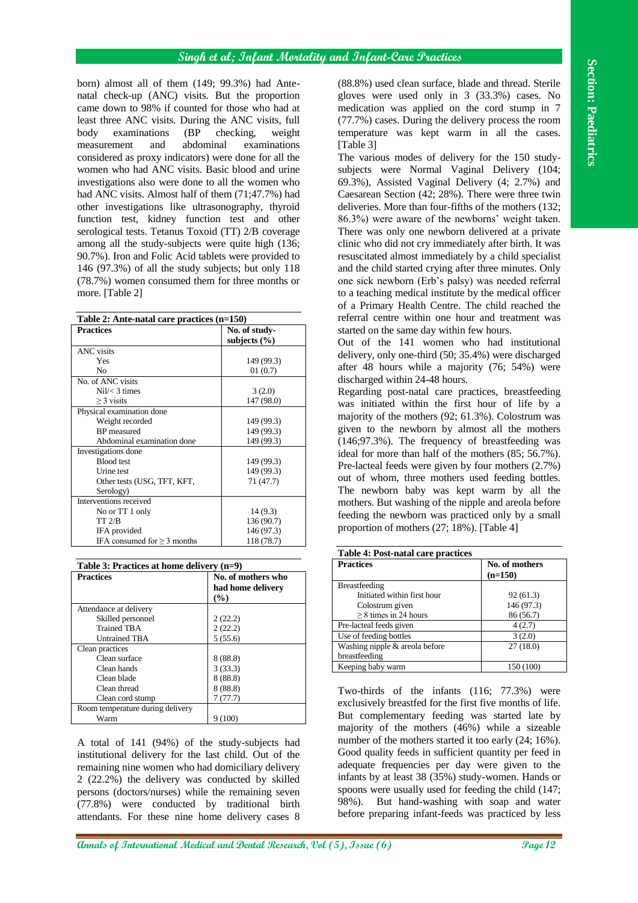born) almost all of them (149; 99.3%) had Ante-natal check-up (ANC) visits. But the proportion came down to 98% if counted for those who had at least three ANC visits. During the ANC visits, full body examinations (BP checking, weight measurement and abdominal examinations considered as proxy indicators) were done for all the women who had ANC visits. Basic blood and urine investigations also were done to all the women who had ANC visits. Almost half of them (71;47.7%) had other investigations like ultrasonography, thyroid function test, kidney function test and other serological tests. Tetanus Toxoid (TT) 2/B coverage among all the study-subjects were quite high (136; 90.7%). Iron and Folic Acid tablets were provided to 146 (97.3%) of all the study subjects; but only 118 (78.7%) women consumed them for three months or more. [Table 2]

**Table 2: Ante-natal care practices (n=150)**

| Practices | No. of study-subjects (%) |
|---|---|
| ANC visits | |
| Yes | 149 (99.3) |
| No | 01 (0.7) |
| No. of ANC visits | |
| Nil/< 3 times | 3 (2.0) |
| ≥ 3 visits | 147 (98.0) |
| Physical examination done | |
| Weight recorded | 149 (99.3) |
| BP measured | 149 (99.3) |
| Abdominal examination done | 149 (99.3) |
| Investigations done | |
| Blood test | 149 (99.3) |
| Urine test | 149 (99.3) |
| Other tests (USG, TFT, KFT, Serology) | 71 (47.7) |
| Interventions received | |
| No or TT 1 only | 14 (9.3) |
| TT 2/B | 136 (90.7) |
| IFA provided | 146 (97.3) |
| IFA consumed for ≥ 3 months | 118 (78.7) |

**Table 3: Practices at home delivery (n=9)**

| Practices | No. of mothers who had home delivery (%) |
|---|---|
| Attendance at delivery | |
| Skilled personnel | 2 (22.2) |
| Trained TBA | 2 (22.2) |
| Untrained TBA | 5 (55.6) |
| Clean practices | |
| Clean surface | 8 (88.8) |
| Clean hands | 3 (33.3) |
| Clean blade | 8 (88.8) |
| Clean thread | 8 (88.8) |
| Clean cord stump | 7 (77.7) |
| Room temperature during delivery | |
| Warm | 9 (100) |

A total of 141 (94%) of the study-subjects had institutional delivery for the last child. Out of the remaining nine women who had domiciliary delivery 2 (22.2%) the delivery was conducted by skilled persons (doctors/nurses) while the remaining seven (77.8%) were conducted by traditional birth attendants. For these nine home delivery cases 8 (88.8%) used clean surface, blade and thread. Sterile gloves were used only in 3 (33.3%) cases. No medication was applied on the cord stump in 7 (77.7%) cases. During the delivery process the room temperature was kept warm in all the cases. [Table 3]

The various modes of delivery for the 150 study-subjects were Normal Vaginal Delivery (104; 69.3%), Assisted Vaginal Delivery (4; 2.7%) and Caesarean Section (42; 28%). There were three twin deliveries. More than four-fifths of the mothers (132; 86.3%) were aware of the newborns' weight taken. There was only one newborn delivered at a private clinic who did not cry immediately after birth. It was resuscitated almost immediately by a child specialist and the child started crying after three minutes. Only one sick newborn (Erb's palsy) was needed referral to a teaching medical institute by the medical officer of a Primary Health Centre. The child reached the referral centre within one hour and treatment was started on the same day within few hours.

Out of the 141 women who had institutional delivery, only one-third (50; 35.4%) were discharged after 48 hours while a majority (76; 54%) were discharged within 24-48 hours.

Regarding post-natal care practices, breastfeeding was initiated within the first hour of life by a majority of the mothers (92; 61.3%). Colostrum was given to the newborn by almost all the mothers (146;97.3%). The frequency of breastfeeding was ideal for more than half of the mothers (85; 56.7%). Pre-lacteal feeds were given by four mothers (2.7%) out of whom, three mothers used feeding bottles. The newborn baby was kept warm by all the mothers. But washing of the nipple and areola before feeding the newborn was practiced only by a small proportion of mothers (27; 18%). [Table 4]

**Table 4: Post-natal care practices**

| Practices | No. of mothers (n=150) |
|---|---|
| Breastfeeding | |
| Initiated within first hour | 92 (61.3) |
| Colostrum given | 146 (97.3) |
| ≥ 8 times in 24 hours | 86 (56.7) |
| Pre-lacteal feeds given | 4 (2.7) |
| Use of feeding bottles | 3 (2.0) |
| Washing nipple & areola before breastfeeding | 27 (18.0) |
| Keeping baby warm | 150 (100) |

Two-thirds of the infants (116; 77.3%) were exclusively breastfed for the first five months of life. But complementary feeding was started late by majority of the mothers (46%) while a sizeable number of the mothers started it too early (24; 16%). Good quality feeds in sufficient quantity per feed in adequate frequencies per day were given to the infants by at least 38 (35%) study-women. Hands or spoons were usually used for feeding the child (147; 98%). But hand-washing with soap and water before preparing infant-feeds was practiced by less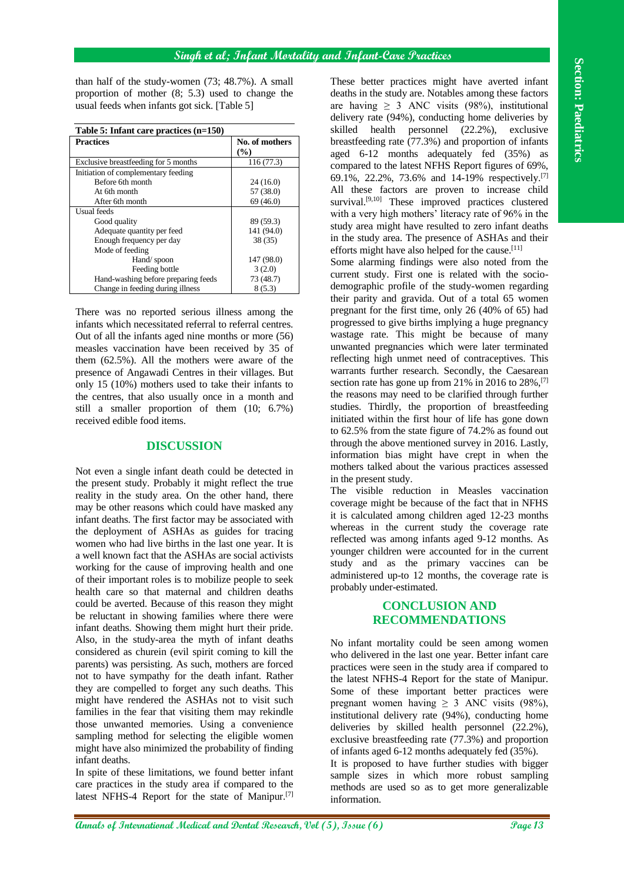than half of the study-women (73; 48.7%). A small proportion of mother (8; 5.3) used to change the usual feeds when infants got sick. [Table 5]

**Table 5: Infant care practices (n=150)**

| Practices | No. of mothers (%) |
|---|---|
| Exclusive breastfeeding for 5 months | 116 (77.3) |
| Initiation of complementary feeding | |
| Before 6th month | 24 (16.0) |
| At 6th month | 57 (38.0) |
| After 6th month | 69 (46.0) |
| Usual feeds | |
| Good quality | 89 (59.3) |
| Adequate quantity per feed | 141 (94.0) |
| Enough frequency per day | 38 (35) |
| Mode of feeding | |
| Hand/ spoon | 147 (98.0) |
| Feeding bottle | 3 (2.0) |
| Hand-washing before preparing feeds | 73 (48.7) |
| Change in feeding during illness | 8 (5.3) |

There was no reported serious illness among the infants which necessitated referral to referral centres. Out of all the infants aged nine months or more (56) measles vaccination have been received by 35 of them (62.5%). All the mothers were aware of the presence of Angawadi Centres in their villages. But only 15 (10%) mothers used to take their infants to the centres, that also usually once in a month and still a smaller proportion of them (10; 6.7%) received edible food items.

## DISCUSSION

Not even a single infant death could be detected in the present study. Probably it might reflect the true reality in the study area. On the other hand, there may be other reasons which could have masked any infant deaths. The first factor may be associated with the deployment of ASHAs as guides for tracing women who had live births in the last one year. It is a well known fact that the ASHAs are social activists working for the cause of improving health and one of their important roles is to mobilize people to seek health care so that maternal and children deaths could be averted. Because of this reason they might be reluctant in showing families where there were infant deaths. Showing them might hurt their pride. Also, in the study-area the myth of infant deaths considered as churein (evil spirit coming to kill the parents) was persisting. As such, mothers are forced not to have sympathy for the death infant. Rather they are compelled to forget any such deaths. This might have rendered the ASHAs not to visit such families in the fear that visiting them may rekindle those unwanted memories. Using a convenience sampling method for selecting the eligible women might have also minimized the probability of finding infant deaths.

In spite of these limitations, we found better infant care practices in the study area if compared to the latest NFHS-4 Report for the state of Manipur.[7] These better practices might have averted infant deaths in the study are. Notables among these factors are having ≥ 3 ANC visits (98%), institutional delivery rate (94%), conducting home deliveries by skilled health personnel (22.2%), exclusive breastfeeding rate (77.3%) and proportion of infants aged 6-12 months adequately fed (35%) as compared to the latest NFHS Report figures of 69%, 69.1%, 22.2%, 73.6% and 14-19% respectively.[7] All these factors are proven to increase child survival.[9,10] These improved practices clustered with a very high mothers' literacy rate of 96% in the study area might have resulted to zero infant deaths in the study area. The presence of ASHAs and their efforts might have also helped for the cause.[11]

Some alarming findings were also noted from the current study. First one is related with the socio-demographic profile of the study-women regarding their parity and gravida. Out of a total 65 women pregnant for the first time, only 26 (40% of 65) had progressed to give births implying a huge pregnancy wastage rate. This might be because of many unwanted pregnancies which were later terminated reflecting high unmet need of contraceptives. This warrants further research. Secondly, the Caesarean section rate has gone up from 21% in 2016 to 28%,[7] the reasons may need to be clarified through further studies. Thirdly, the proportion of breastfeeding initiated within the first hour of life has gone down to 62.5% from the state figure of 74.2% as found out through the above mentioned survey in 2016. Lastly, information bias might have crept in when the mothers talked about the various practices assessed in the present study.

The visible reduction in Measles vaccination coverage might be because of the fact that in NFHS it is calculated among children aged 12-23 months whereas in the current study the coverage rate reflected was among infants aged 9-12 months. As younger children were accounted for in the current study and as the primary vaccines can be administered up-to 12 months, the coverage rate is probably under-estimated.

## CONCLUSION AND RECOMMENDATIONS

No infant mortality could be seen among women who delivered in the last one year. Better infant care practices were seen in the study area if compared to the latest NFHS-4 Report for the state of Manipur. Some of these important better practices were pregnant women having ≥ 3 ANC visits (98%), institutional delivery rate (94%), conducting home deliveries by skilled health personnel (22.2%), exclusive breastfeeding rate (77.3%) and proportion of infants aged 6-12 months adequately fed (35%).

It is proposed to have further studies with bigger sample sizes in which more robust sampling methods are used so as to get more generalizable information.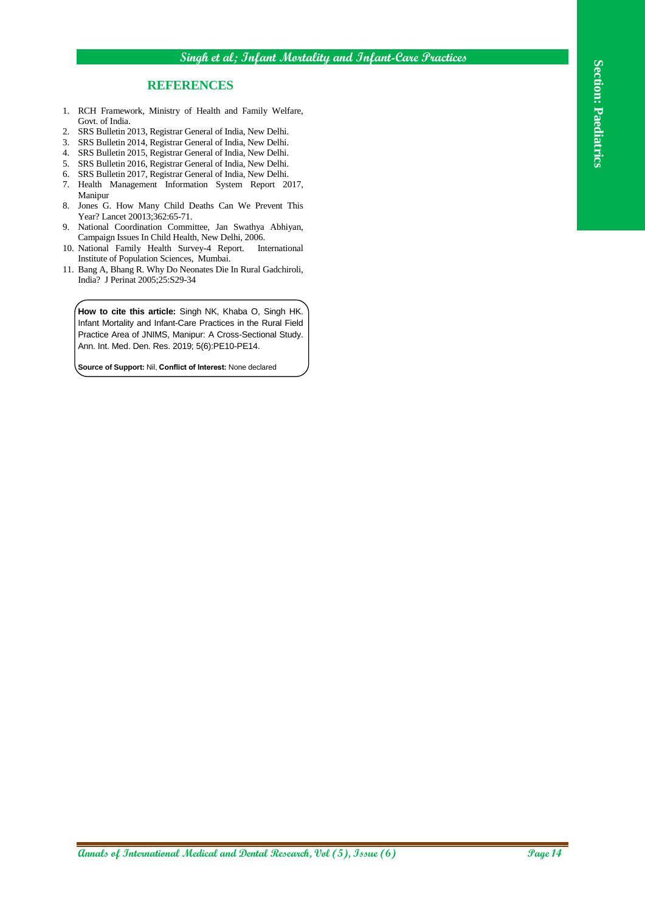## REFERENCES

1. RCH Framework, Ministry of Health and Family Welfare, Govt. of India.
2. SRS Bulletin 2013, Registrar General of India, New Delhi.
3. SRS Bulletin 2014, Registrar General of India, New Delhi.
4. SRS Bulletin 2015, Registrar General of India, New Delhi.
5. SRS Bulletin 2016, Registrar General of India, New Delhi.
6. SRS Bulletin 2017, Registrar General of India, New Delhi.
7. Health Management Information System Report 2017, Manipur
8. Jones G. How Many Child Deaths Can We Prevent This Year? Lancet 20013;362:65-71.
9. National Coordination Committee, Jan Swathya Abhiyan, Campaign Issues In Child Health, New Delhi, 2006.
10. National Family Health Survey-4 Report. International Institute of Population Sciences, Mumbai.
11. Bang A, Bhang R. Why Do Neonates Die In Rural Gadchiroli, India? J Perinat 2005;25:S29-34

**How to cite this article:** Singh NK, Khaba O, Singh HK. Infant Mortality and Infant-Care Practices in the Rural Field Practice Area of JNIMS, Manipur: A Cross-Sectional Study. Ann. Int. Med. Den. Res. 2019; 5(6):PE10-PE14.

**Source of Support:** Nil, **Conflict of Interest:** None declared